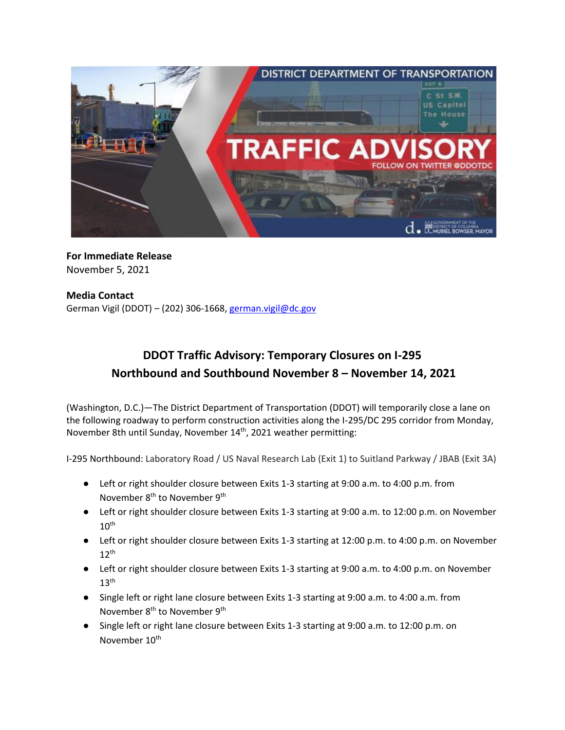**For Immediate Release**
November 5, 2021

**Media Contact**
German Vigil (DDOT) – (202) 306-1668, german.vigil@dc.gov

## DDOT Traffic Advisory: Temporary Closures on I-295 Northbound and Southbound November 8 – November 14, 2021

(Washington, D.C.)—The District Department of Transportation (DDOT) will temporarily close a lane on the following roadway to perform construction activities along the I-295/DC 295 corridor from Monday, November 8th until Sunday, November 14th, 2021 weather permitting:

I-295 Northbound: Laboratory Road / US Naval Research Lab (Exit 1) to Suitland Parkway / JBAB (Exit 3A)

- Left or right shoulder closure between Exits 1-3 starting at 9:00 a.m. to 4:00 p.m. from November 8th to November 9th
- Left or right shoulder closure between Exits 1-3 starting at 9:00 a.m. to 12:00 p.m. on November 10th
- Left or right shoulder closure between Exits 1-3 starting at 12:00 p.m. to 4:00 p.m. on November 12th
- Left or right shoulder closure between Exits 1-3 starting at 9:00 a.m. to 4:00 p.m. on November 13th
- Single left or right lane closure between Exits 1-3 starting at 9:00 a.m. to 4:00 a.m. from November 8th to November 9th
- Single left or right lane closure between Exits 1-3 starting at 9:00 a.m. to 12:00 p.m. on November 10th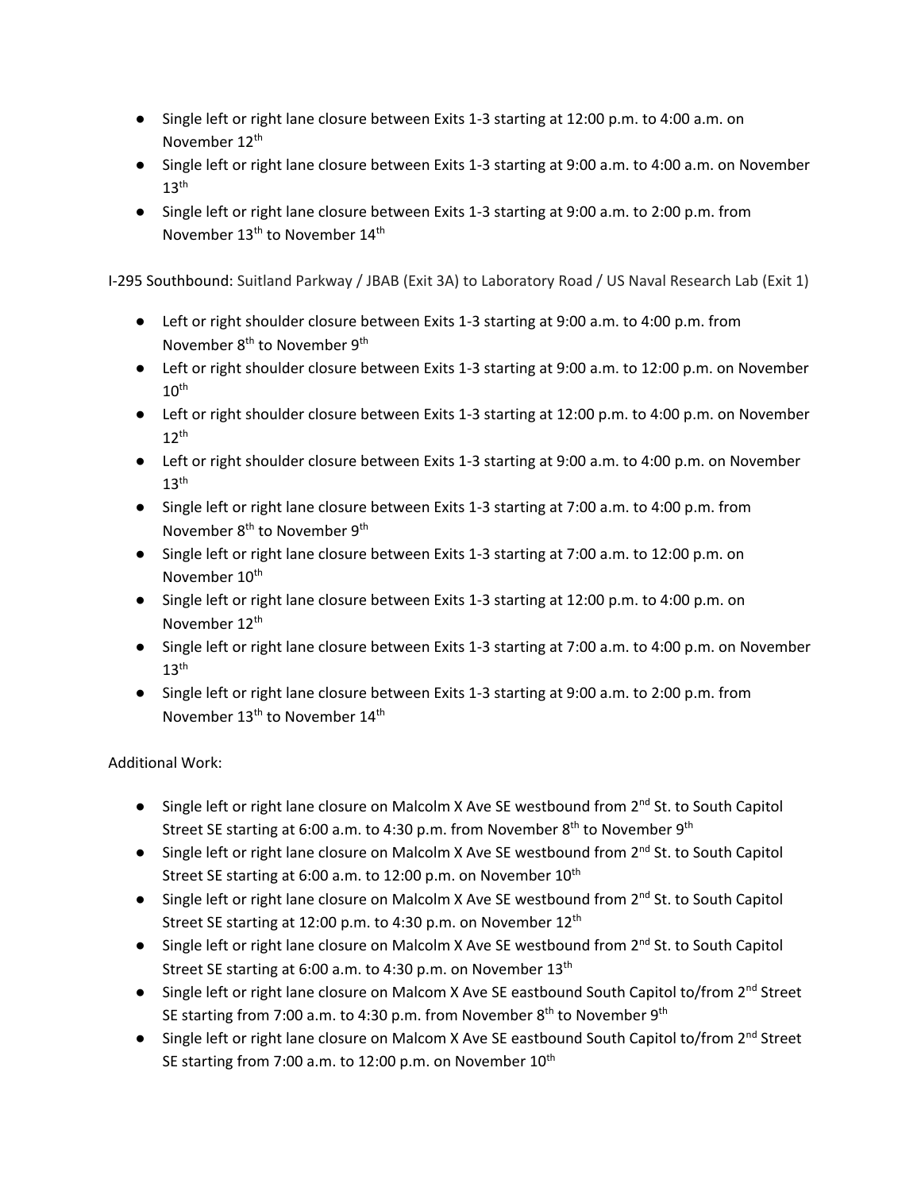- Single left or right lane closure between Exits 1-3 starting at 12:00 p.m. to 4:00 a.m. on November 12th
- Single left or right lane closure between Exits 1-3 starting at 9:00 a.m. to 4:00 a.m. on November 13th
- Single left or right lane closure between Exits 1-3 starting at 9:00 a.m. to 2:00 p.m. from November 13th to November 14th

I-295 Southbound: Suitland Parkway / JBAB (Exit 3A) to Laboratory Road / US Naval Research Lab (Exit 1)

- Left or right shoulder closure between Exits 1-3 starting at 9:00 a.m. to 4:00 p.m. from November 8th to November 9th
- Left or right shoulder closure between Exits 1-3 starting at 9:00 a.m. to 12:00 p.m. on November 10th
- Left or right shoulder closure between Exits 1-3 starting at 12:00 p.m. to 4:00 p.m. on November 12th
- Left or right shoulder closure between Exits 1-3 starting at 9:00 a.m. to 4:00 p.m. on November 13th
- Single left or right lane closure between Exits 1-3 starting at 7:00 a.m. to 4:00 p.m. from November 8th to November 9th
- Single left or right lane closure between Exits 1-3 starting at 7:00 a.m. to 12:00 p.m. on November 10th
- Single left or right lane closure between Exits 1-3 starting at 12:00 p.m. to 4:00 p.m. on November 12th
- Single left or right lane closure between Exits 1-3 starting at 7:00 a.m. to 4:00 p.m. on November 13th
- Single left or right lane closure between Exits 1-3 starting at 9:00 a.m. to 2:00 p.m. from November 13th to November 14th

Additional Work:

- Single left or right lane closure on Malcolm X Ave SE westbound from 2nd St. to South Capitol Street SE starting at 6:00 a.m. to 4:30 p.m. from November 8th to November 9th
- Single left or right lane closure on Malcolm X Ave SE westbound from 2nd St. to South Capitol Street SE starting at 6:00 a.m. to 12:00 p.m. on November 10th
- Single left or right lane closure on Malcolm X Ave SE westbound from 2nd St. to South Capitol Street SE starting at 12:00 p.m. to 4:30 p.m. on November 12th
- Single left or right lane closure on Malcolm X Ave SE westbound from 2nd St. to South Capitol Street SE starting at 6:00 a.m. to 4:30 p.m. on November 13th
- Single left or right lane closure on Malcom X Ave SE eastbound South Capitol to/from 2nd Street SE starting from 7:00 a.m. to 4:30 p.m. from November 8th to November 9th
- Single left or right lane closure on Malcom X Ave SE eastbound South Capitol to/from 2nd Street SE starting from 7:00 a.m. to 12:00 p.m. on November 10th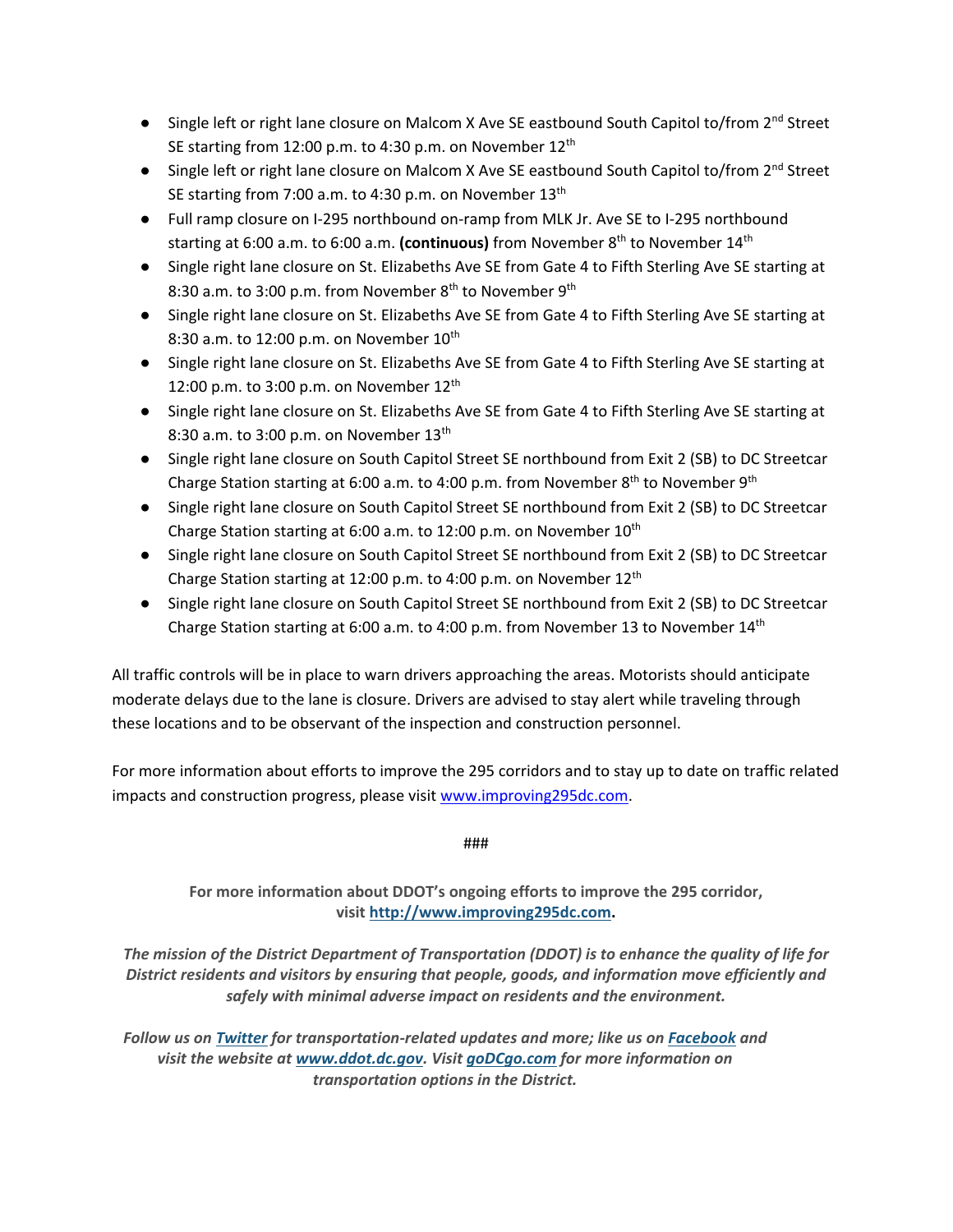- Single left or right lane closure on Malcom X Ave SE eastbound South Capitol to/from 2nd Street SE starting from 12:00 p.m. to 4:30 p.m. on November 12th
- Single left or right lane closure on Malcom X Ave SE eastbound South Capitol to/from 2nd Street SE starting from 7:00 a.m. to 4:30 p.m. on November 13th
- Full ramp closure on I-295 northbound on-ramp from MLK Jr. Ave SE to I-295 northbound starting at 6:00 a.m. to 6:00 a.m. **(continuous)** from November 8th to November 14th
- Single right lane closure on St. Elizabeths Ave SE from Gate 4 to Fifth Sterling Ave SE starting at 8:30 a.m. to 3:00 p.m. from November 8th to November 9th
- Single right lane closure on St. Elizabeths Ave SE from Gate 4 to Fifth Sterling Ave SE starting at 8:30 a.m. to 12:00 p.m. on November 10th
- Single right lane closure on St. Elizabeths Ave SE from Gate 4 to Fifth Sterling Ave SE starting at 12:00 p.m. to 3:00 p.m. on November 12th
- Single right lane closure on St. Elizabeths Ave SE from Gate 4 to Fifth Sterling Ave SE starting at 8:30 a.m. to 3:00 p.m. on November 13th
- Single right lane closure on South Capitol Street SE northbound from Exit 2 (SB) to DC Streetcar Charge Station starting at 6:00 a.m. to 4:00 p.m. from November 8th to November 9th
- Single right lane closure on South Capitol Street SE northbound from Exit 2 (SB) to DC Streetcar Charge Station starting at 6:00 a.m. to 12:00 p.m. on November 10th
- Single right lane closure on South Capitol Street SE northbound from Exit 2 (SB) to DC Streetcar Charge Station starting at 12:00 p.m. to 4:00 p.m. on November 12th
- Single right lane closure on South Capitol Street SE northbound from Exit 2 (SB) to DC Streetcar Charge Station starting at 6:00 a.m. to 4:00 p.m. from November 13 to November 14th

All traffic controls will be in place to warn drivers approaching the areas. Motorists should anticipate moderate delays due to the lane is closure. Drivers are advised to stay alert while traveling through these locations and to be observant of the inspection and construction personnel.

For more information about efforts to improve the 295 corridors and to stay up to date on traffic related impacts and construction progress, please visit [www.improving295dc.com](http://www.improving295dc.com).

###

**For more information about DDOT's ongoing efforts to improve the 295 corridor, visit [http://www.improving295dc.com](http://www.improving295dc.com).**

***The mission of the District Department of Transportation (DDOT) is to enhance the quality of life for District residents and visitors by ensuring that people, goods, and information move efficiently and safely with minimal adverse impact on residents and the environment.***

***Follow us on [Twitter](#) for transportation-related updates and more; like us on [Facebook](#) and visit the website at [www.ddot.dc.gov](http://www.ddot.dc.gov). Visit [goDCgo.com](http://goDCgo.com) for more information on transportation options in the District.***